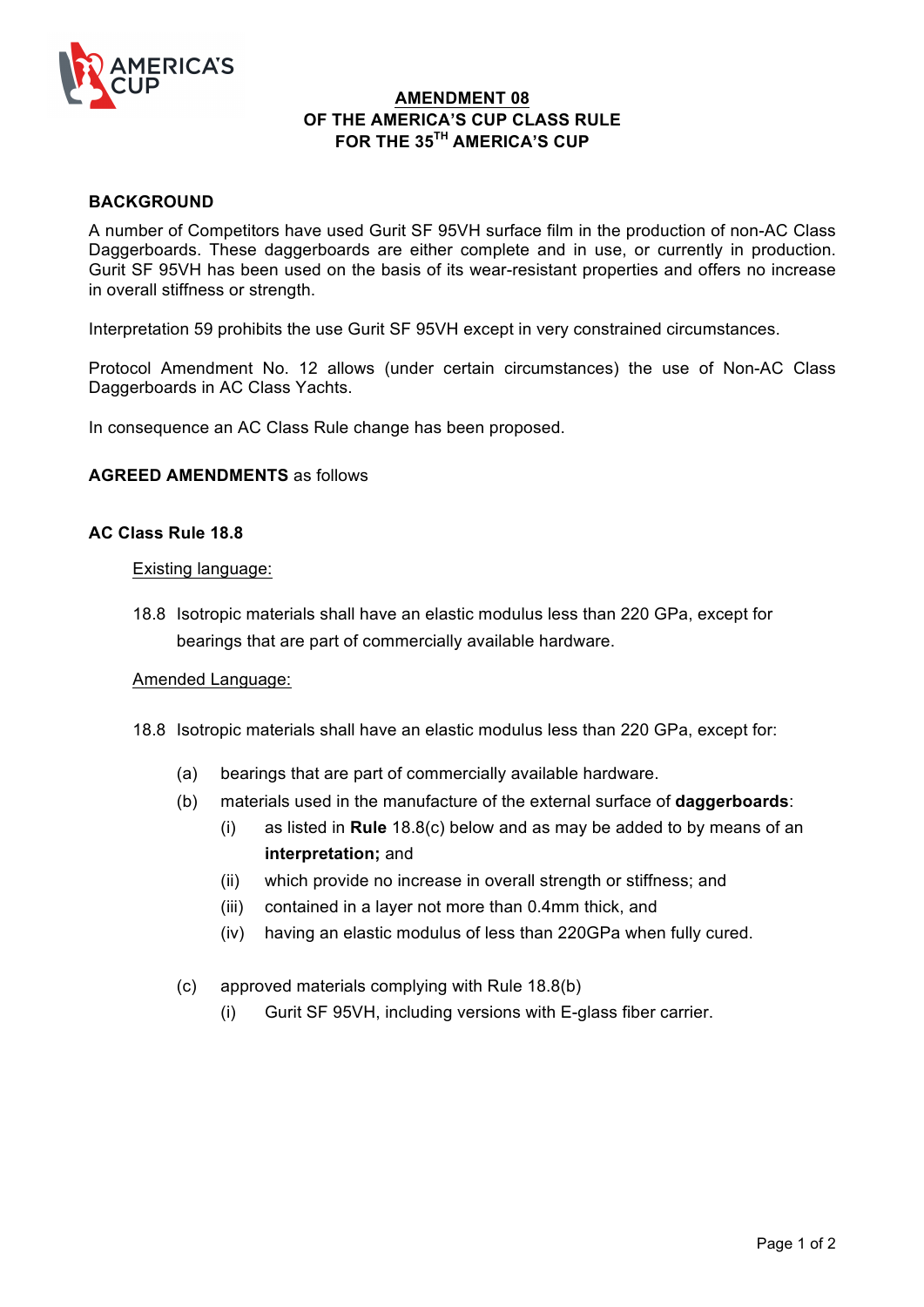# AMENDMENT 08
## OF THE AMERICA'S CUP CLASS RULE
## FOR THE 35TH AMERICA'S CUP

### BACKGROUND

A number of Competitors have used Gurit SF 95VH surface film in the production of non-AC Class Daggerboards. These daggerboards are either complete and in use, or currently in production. Gurit SF 95VH has been used on the basis of its wear-resistant properties and offers no increase in overall stiffness or strength.

Interpretation 59 prohibits the use Gurit SF 95VH except in very constrained circumstances.

Protocol Amendment No. 12 allows (under certain circumstances) the use of Non-AC Class Daggerboards in AC Class Yachts.

In consequence an AC Class Rule change has been proposed.

**AGREED AMENDMENTS** as follows

### AC Class Rule 18.8

Existing language:

18.8 Isotropic materials shall have an elastic modulus less than 220 GPa, except for bearings that are part of commercially available hardware.

Amended Language:

18.8 Isotropic materials shall have an elastic modulus less than 220 GPa, except for:

- (a) bearings that are part of commercially available hardware.
- (b) materials used in the manufacture of the external surface of **daggerboards**:
  - (i) as listed in **Rule** 18.8(c) below and as may be added to by means of an **interpretation;** and
  - (ii) which provide no increase in overall strength or stiffness; and
  - (iii) contained in a layer not more than 0.4mm thick, and
  - (iv) having an elastic modulus of less than 220GPa when fully cured.
- (c) approved materials complying with Rule 18.8(b)
  - (i) Gurit SF 95VH, including versions with E-glass fiber carrier.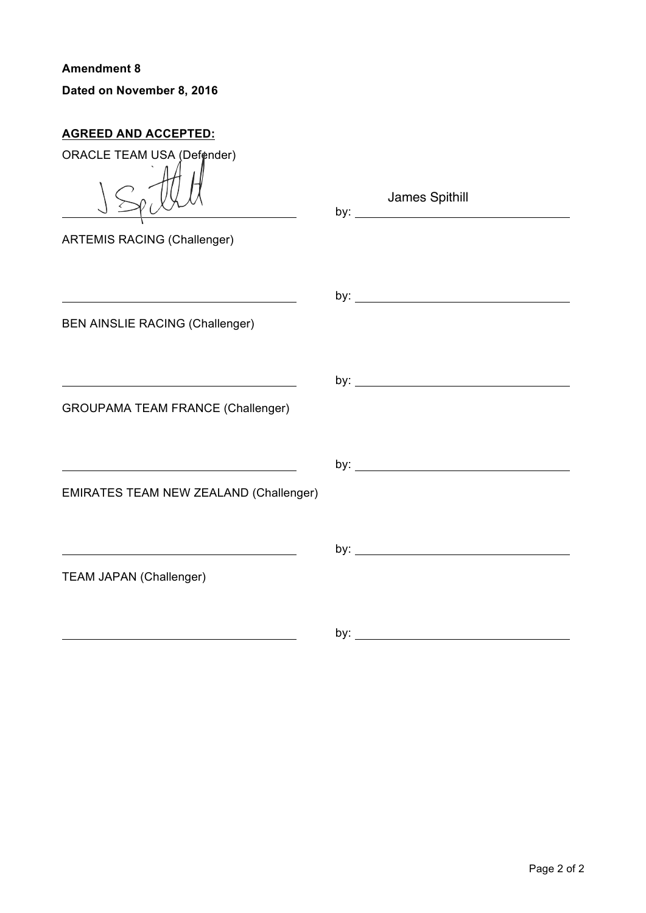**Amendment 8**

**Dated on November 8, 2016**

**AGREED AND ACCEPTED:**

ORACLE TEAM USA (Defender)

_______________________ by: James Spithill

ARTEMIS RACING (Challenger)

_______________________ by: _______________________

BEN AINSLIE RACING (Challenger)

_______________________ by: _______________________

GROUPAMA TEAM FRANCE (Challenger)

_______________________ by: _______________________

EMIRATES TEAM NEW ZEALAND (Challenger)

_______________________ by: _______________________

TEAM JAPAN (Challenger)

_______________________ by: _______________________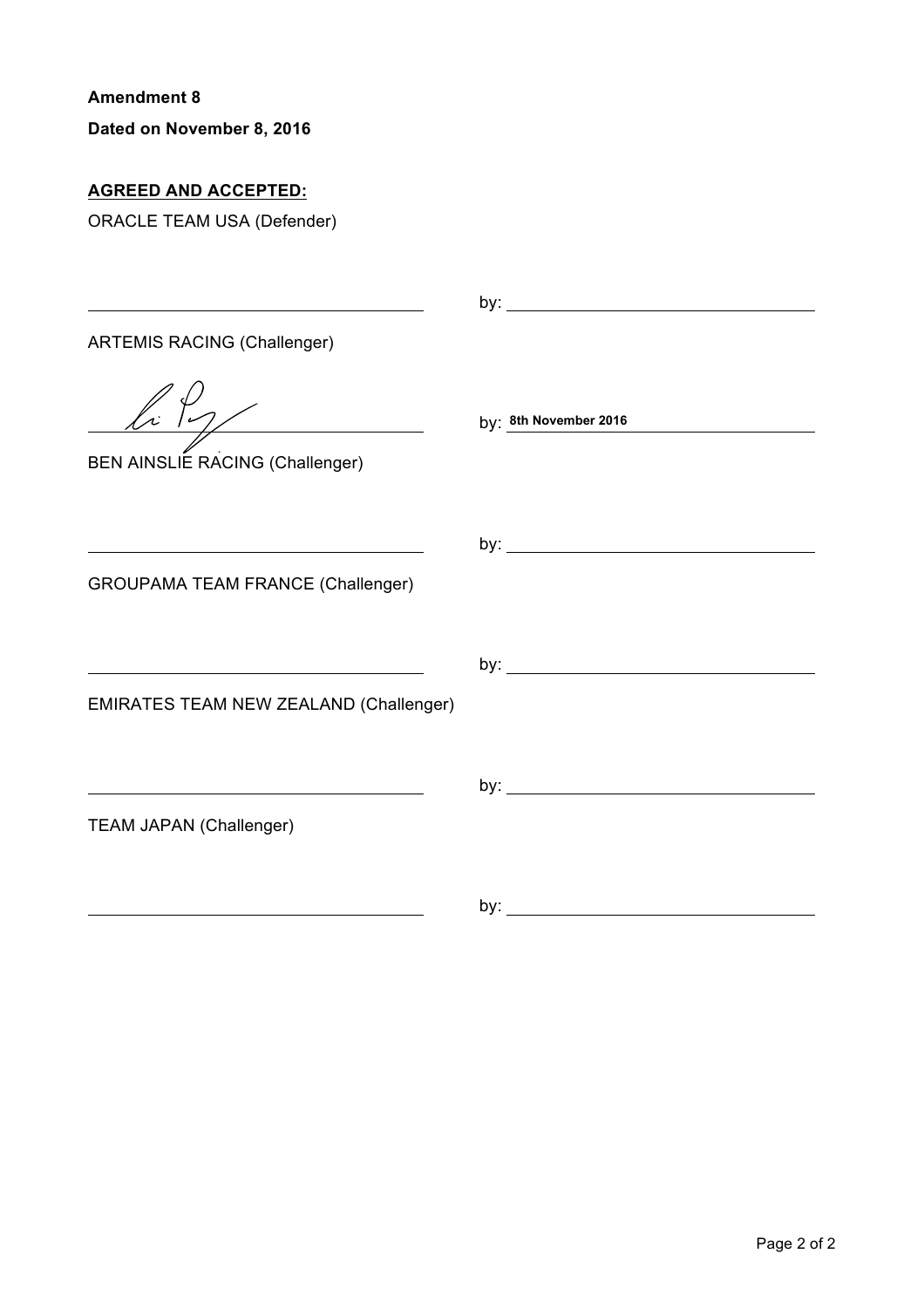**Amendment 8**

**Dated on November 8, 2016**

**<u>AGREED AND ACCEPTED:</u>**

ORACLE TEAM USA (Defender)

\_\_\_\_\_\_\_\_\_\_\_\_\_\_\_\_\_\_\_\_\_\_\_\_\_\_\_\_\_\_\_\_ by: \_\_\_\_\_\_\_\_\_\_\_\_\_\_\_\_\_\_\_\_\_\_\_\_\_\_\_\_\_\_\_\_

ARTEMIS RACING (Challenger)

\_\_\_\_\_\_\_\_\_\_\_\_\_\_\_\_\_\_\_\_\_\_\_\_\_\_\_\_\_\_\_\_ by: **8th November 2016**

BEN AINSLIE RACING (Challenger)

\_\_\_\_\_\_\_\_\_\_\_\_\_\_\_\_\_\_\_\_\_\_\_\_\_\_\_\_\_\_\_\_ by: \_\_\_\_\_\_\_\_\_\_\_\_\_\_\_\_\_\_\_\_\_\_\_\_\_\_\_\_\_\_\_\_

GROUPAMA TEAM FRANCE (Challenger)

\_\_\_\_\_\_\_\_\_\_\_\_\_\_\_\_\_\_\_\_\_\_\_\_\_\_\_\_\_\_\_\_ by: \_\_\_\_\_\_\_\_\_\_\_\_\_\_\_\_\_\_\_\_\_\_\_\_\_\_\_\_\_\_\_\_

EMIRATES TEAM NEW ZEALAND (Challenger)

\_\_\_\_\_\_\_\_\_\_\_\_\_\_\_\_\_\_\_\_\_\_\_\_\_\_\_\_\_\_\_\_ by: \_\_\_\_\_\_\_\_\_\_\_\_\_\_\_\_\_\_\_\_\_\_\_\_\_\_\_\_\_\_\_\_

TEAM JAPAN (Challenger)

\_\_\_\_\_\_\_\_\_\_\_\_\_\_\_\_\_\_\_\_\_\_\_\_\_\_\_\_\_\_\_\_ by: \_\_\_\_\_\_\_\_\_\_\_\_\_\_\_\_\_\_\_\_\_\_\_\_\_\_\_\_\_\_\_\_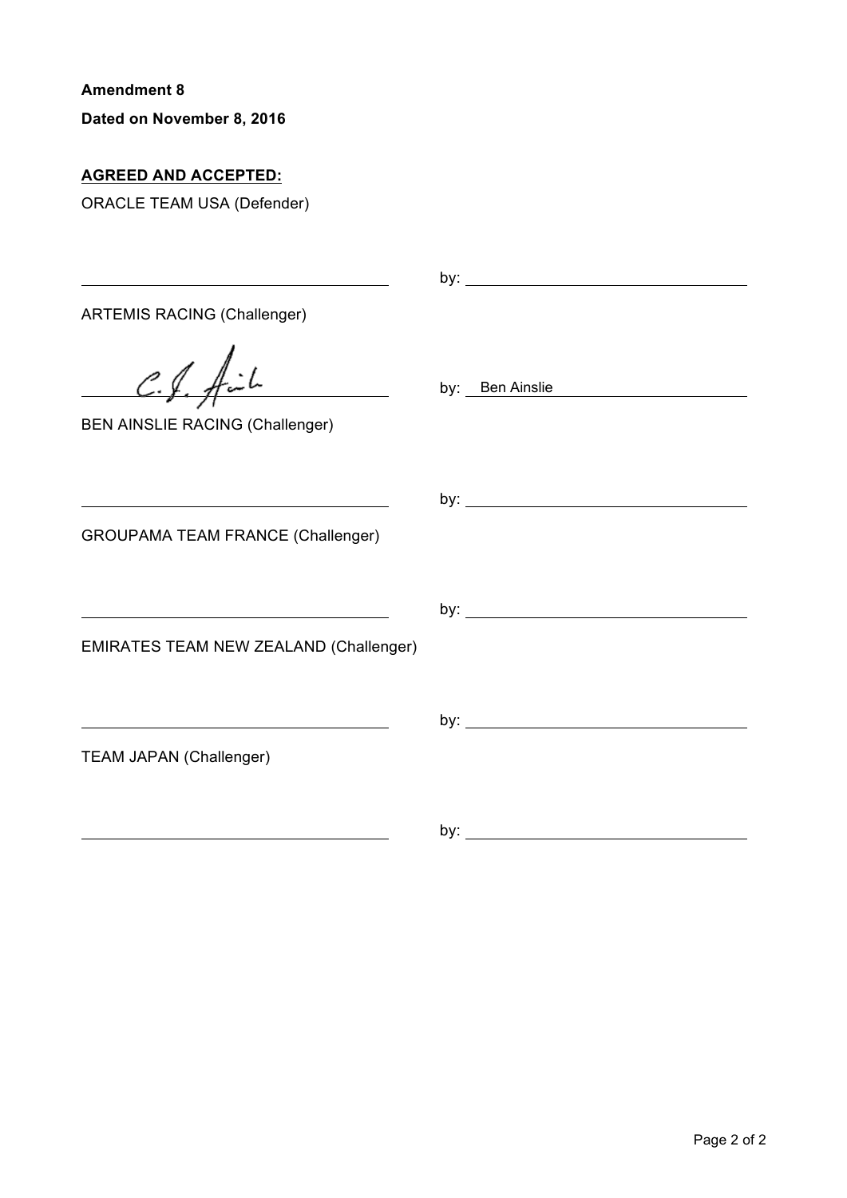**Amendment 8**

**Dated on November 8, 2016**

**AGREED AND ACCEPTED:**

ORACLE TEAM USA (Defender)

\_\_\_\_\_\_\_\_\_\_\_\_\_\_\_\_\_\_\_\_\_\_\_\_\_\_\_\_\_\_ by: \_\_\_\_\_\_\_\_\_\_\_\_\_\_\_\_\_\_\_\_\_\_\_\_\_\_\_\_\_\_

ARTEMIS RACING (Challenger)

C.J. Ainslie (signature) by: Ben Ainslie

BEN AINSLIE RACING (Challenger)

\_\_\_\_\_\_\_\_\_\_\_\_\_\_\_\_\_\_\_\_\_\_\_\_\_\_\_\_\_\_ by: \_\_\_\_\_\_\_\_\_\_\_\_\_\_\_\_\_\_\_\_\_\_\_\_\_\_\_\_\_\_

GROUPAMA TEAM FRANCE (Challenger)

\_\_\_\_\_\_\_\_\_\_\_\_\_\_\_\_\_\_\_\_\_\_\_\_\_\_\_\_\_\_ by: \_\_\_\_\_\_\_\_\_\_\_\_\_\_\_\_\_\_\_\_\_\_\_\_\_\_\_\_\_\_

EMIRATES TEAM NEW ZEALAND (Challenger)

\_\_\_\_\_\_\_\_\_\_\_\_\_\_\_\_\_\_\_\_\_\_\_\_\_\_\_\_\_\_ by: \_\_\_\_\_\_\_\_\_\_\_\_\_\_\_\_\_\_\_\_\_\_\_\_\_\_\_\_\_\_

TEAM JAPAN (Challenger)

\_\_\_\_\_\_\_\_\_\_\_\_\_\_\_\_\_\_\_\_\_\_\_\_\_\_\_\_\_\_ by: \_\_\_\_\_\_\_\_\_\_\_\_\_\_\_\_\_\_\_\_\_\_\_\_\_\_\_\_\_\_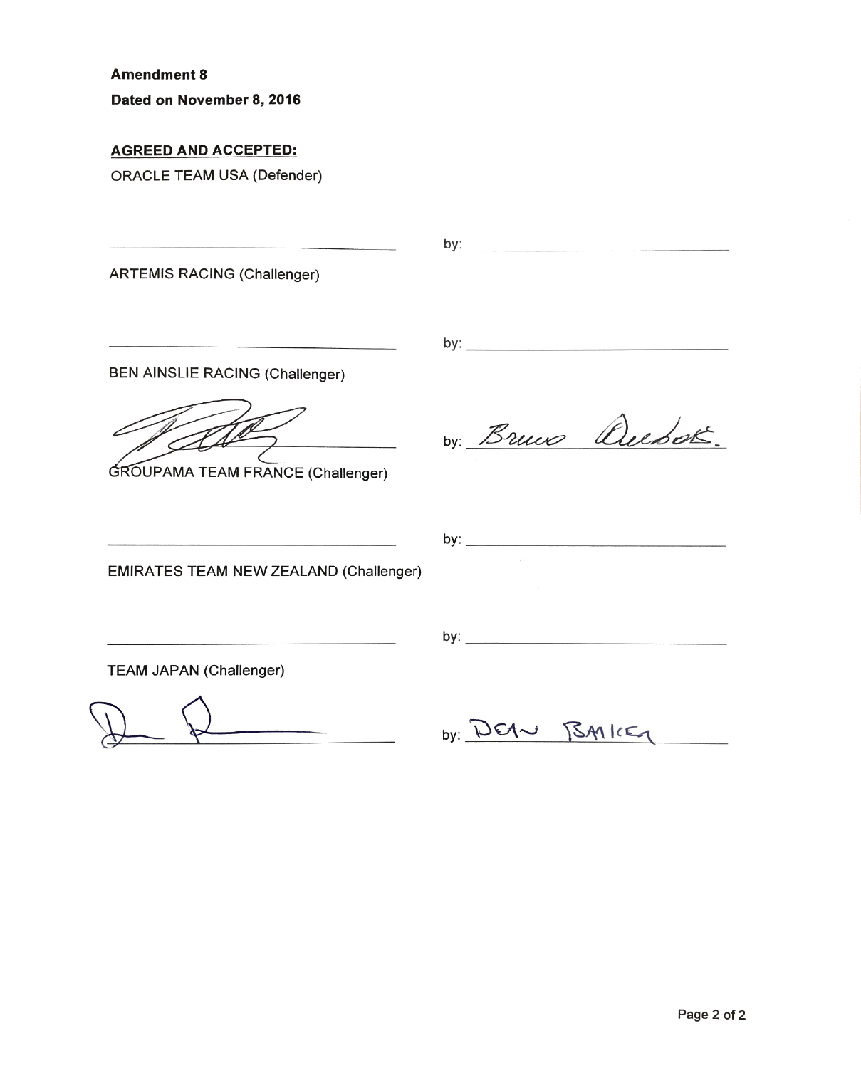**Amendment 8**

**Dated on November 8, 2016**

**AGREED AND ACCEPTED:**

ORACLE TEAM USA (Defender)

\_\_\_\_\_\_\_\_\_\_\_\_\_\_\_\_\_\_\_\_\_\_\_\_\_\_\_\_\_\_ by: \_\_\_\_\_\_\_\_\_\_\_\_\_\_\_\_\_\_\_\_\_\_\_\_\_\_\_\_\_\_

ARTEMIS RACING (Challenger)

\_\_\_\_\_\_\_\_\_\_\_\_\_\_\_\_\_\_\_\_\_\_\_\_\_\_\_\_\_\_ by: \_\_\_\_\_\_\_\_\_\_\_\_\_\_\_\_\_\_\_\_\_\_\_\_\_\_\_\_\_\_

BEN AINSLIE RACING (Challenger)

\_\_\_\_\_\_\_\_\_\_\_\_\_\_\_\_\_\_\_\_\_\_\_\_\_\_\_\_\_\_ by: Bruno Dubois

GROUPAMA TEAM FRANCE (Challenger)

\_\_\_\_\_\_\_\_\_\_\_\_\_\_\_\_\_\_\_\_\_\_\_\_\_\_\_\_\_\_ by: \_\_\_\_\_\_\_\_\_\_\_\_\_\_\_\_\_\_\_\_\_\_\_\_\_\_\_\_\_\_

EMIRATES TEAM NEW ZEALAND (Challenger)

\_\_\_\_\_\_\_\_\_\_\_\_\_\_\_\_\_\_\_\_\_\_\_\_\_\_\_\_\_\_ by: \_\_\_\_\_\_\_\_\_\_\_\_\_\_\_\_\_\_\_\_\_\_\_\_\_\_\_\_\_\_

TEAM JAPAN (Challenger)

\_\_\_\_\_\_\_\_\_\_\_\_\_\_\_\_\_\_\_\_\_\_\_\_\_\_\_\_\_\_ by: DEAN BARKER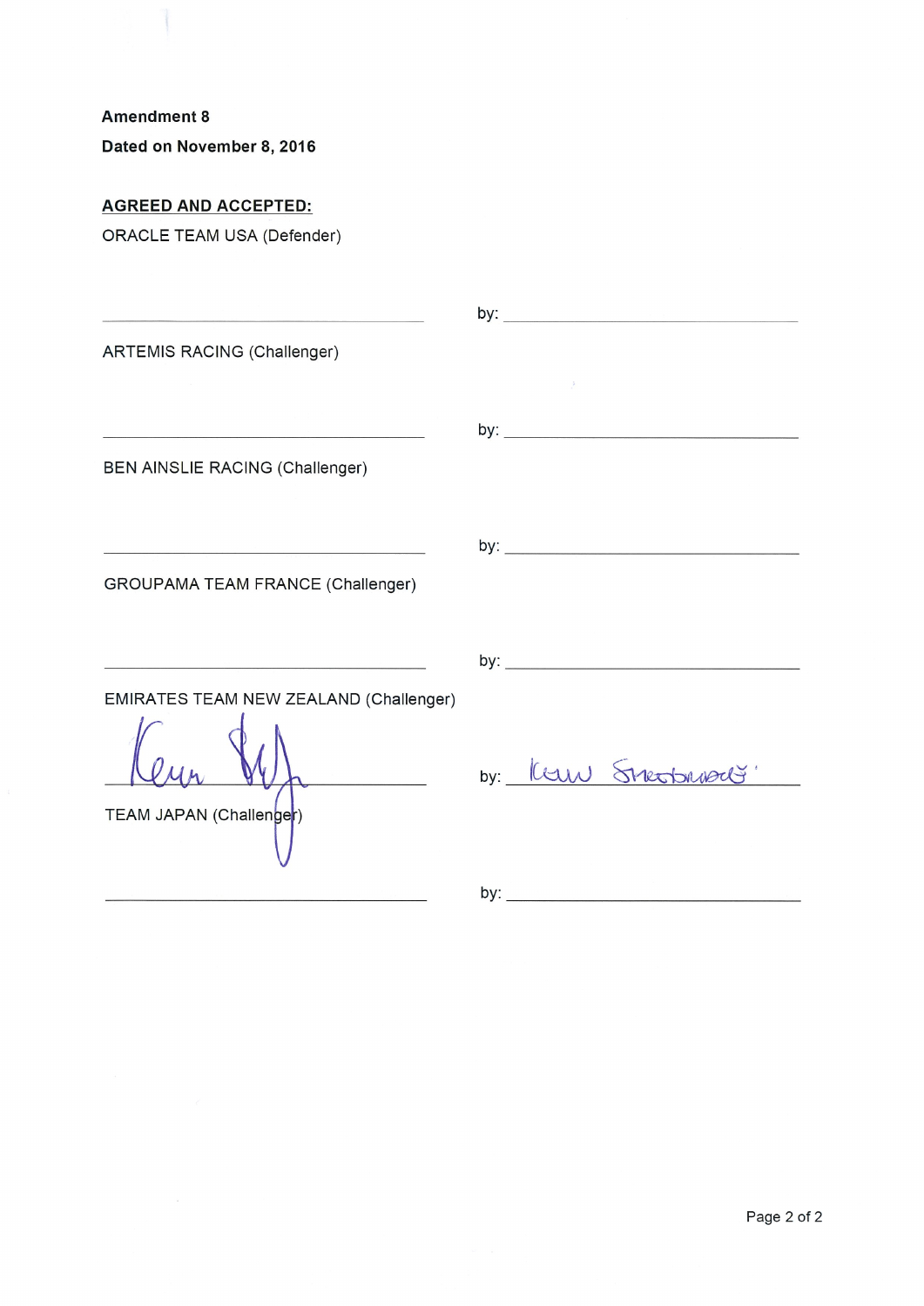**Amendment 8**

**Dated on November 8, 2016**

**AGREED AND ACCEPTED:**

ORACLE TEAM USA (Defender)

______________________________ by: ______________________________

ARTEMIS RACING (Challenger)

______________________________ by: ______________________________

BEN AINSLIE RACING (Challenger)

______________________________ by: ______________________________

GROUPAMA TEAM FRANCE (Challenger)

______________________________ by: ______________________________

EMIRATES TEAM NEW ZEALAND (Challenger)

______________________________ by: Kevin Shoebridge

TEAM JAPAN (Challenger)

______________________________ by: ______________________________